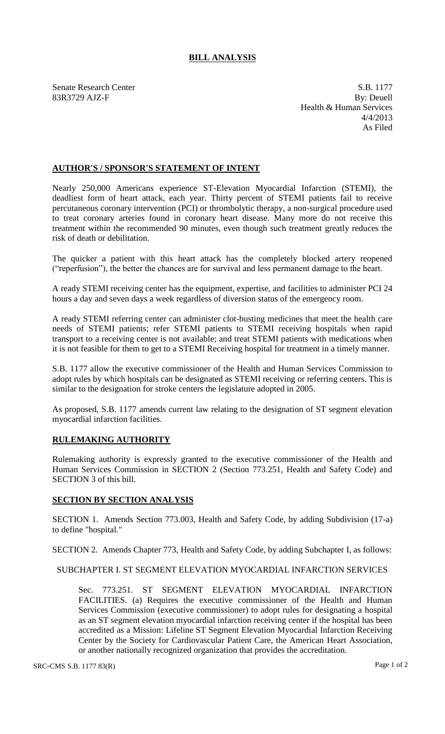# BILL ANALYSIS

Senate Research Center
83R3729 AJZ-F

S.B. 1177
By: Deuell
Health & Human Services
4/4/2013
As Filed

## AUTHOR'S / SPONSOR'S STATEMENT OF INTENT

Nearly 250,000 Americans experience ST-Elevation Myocardial Infarction (STEMI), the deadliest form of heart attack, each year. Thirty percent of STEMI patients fail to receive percutaneous coronary intervention (PCI) or thrombolytic therapy, a non-surgical procedure used to treat coronary arteries found in coronary heart disease. Many more do not receive this treatment within the recommended 90 minutes, even though such treatment greatly reduces the risk of death or debilitation.

The quicker a patient with this heart attack has the completely blocked artery reopened ("reperfusion"), the better the chances are for survival and less permanent damage to the heart.

A ready STEMI receiving center has the equipment, expertise, and facilities to administer PCI 24 hours a day and seven days a week regardless of diversion status of the emergency room.

A ready STEMI referring center can administer clot-busting medicines that meet the health care needs of STEMI patients; refer STEMI patients to STEMI receiving hospitals when rapid transport to a receiving center is not available; and treat STEMI patients with medications when it is not feasible for them to get to a STEMI Receiving hospital for treatment in a timely manner.

S.B. 1177 allow the executive commissioner of the Health and Human Services Commission to adopt rules by which hospitals can be designated as STEMI receiving or referring centers. This is similar to the designation for stroke centers the legislature adopted in 2005.

As proposed, S.B. 1177 amends current law relating to the designation of ST segment elevation myocardial infarction facilities.

## RULEMAKING AUTHORITY

Rulemaking authority is expressly granted to the executive commissioner of the Health and Human Services Commission in SECTION 2 (Section 773.251, Health and Safety Code) and SECTION 3 of this bill.

## SECTION BY SECTION ANALYSIS

SECTION 1. Amends Section 773.003, Health and Safety Code, by adding Subdivision (17-a) to define "hospital."

SECTION 2. Amends Chapter 773, Health and Safety Code, by adding Subchapter I, as follows:

SUBCHAPTER I. ST SEGMENT ELEVATION MYOCARDIAL INFARCTION SERVICES

Sec. 773.251. ST SEGMENT ELEVATION MYOCARDIAL INFARCTION FACILITIES. (a) Requires the executive commissioner of the Health and Human Services Commission (executive commissioner) to adopt rules for designating a hospital as an ST segment elevation myocardial infarction receiving center if the hospital has been accredited as a Mission: Lifeline ST Segment Elevation Myocardial Infarction Receiving Center by the Society for Cardiovascular Patient Care, the American Heart Association, or another nationally recognized organization that provides the accreditation.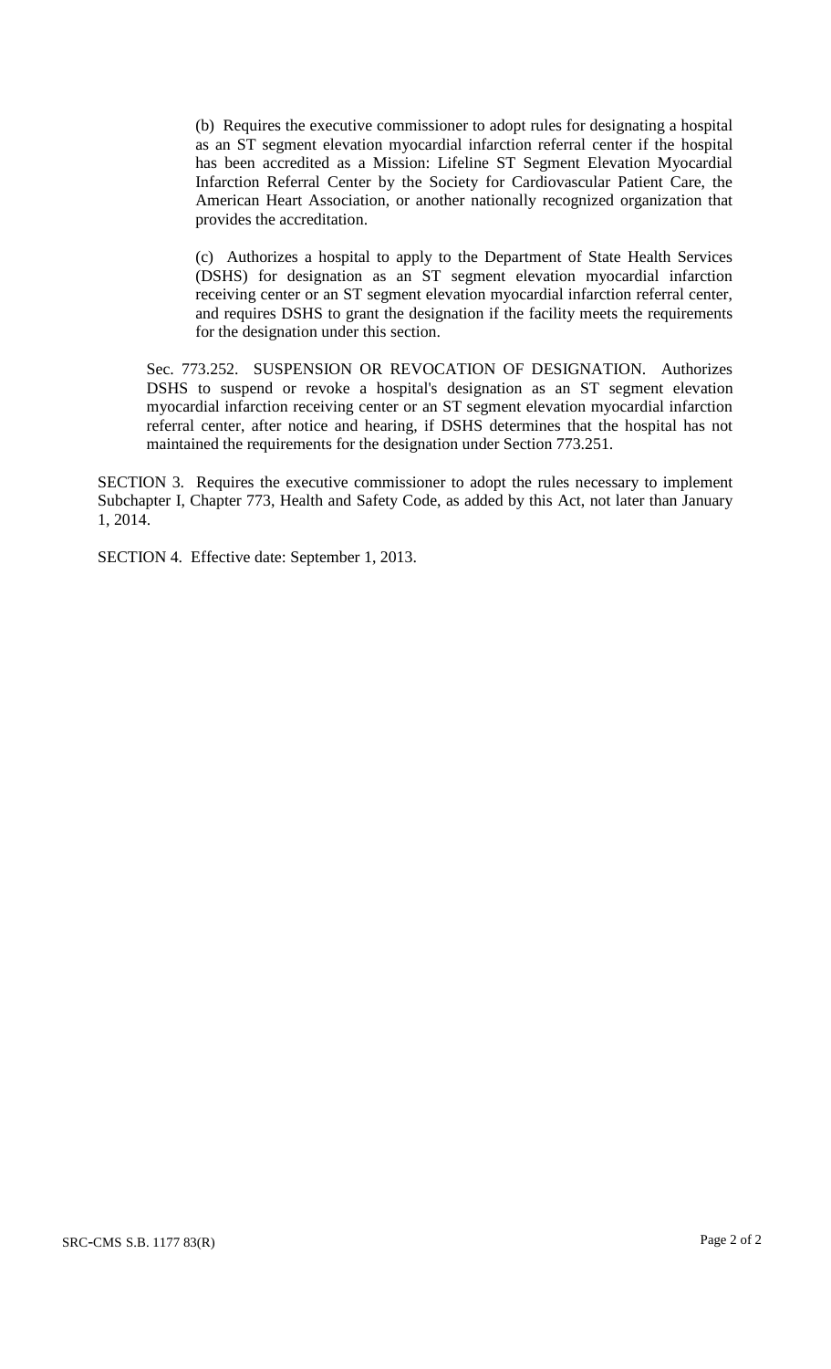(b) Requires the executive commissioner to adopt rules for designating a hospital as an ST segment elevation myocardial infarction referral center if the hospital has been accredited as a Mission: Lifeline ST Segment Elevation Myocardial Infarction Referral Center by the Society for Cardiovascular Patient Care, the American Heart Association, or another nationally recognized organization that provides the accreditation.

(c) Authorizes a hospital to apply to the Department of State Health Services (DSHS) for designation as an ST segment elevation myocardial infarction receiving center or an ST segment elevation myocardial infarction referral center, and requires DSHS to grant the designation if the facility meets the requirements for the designation under this section.

Sec. 773.252. SUSPENSION OR REVOCATION OF DESIGNATION. Authorizes DSHS to suspend or revoke a hospital's designation as an ST segment elevation myocardial infarction receiving center or an ST segment elevation myocardial infarction referral center, after notice and hearing, if DSHS determines that the hospital has not maintained the requirements for the designation under Section 773.251.

SECTION 3. Requires the executive commissioner to adopt the rules necessary to implement Subchapter I, Chapter 773, Health and Safety Code, as added by this Act, not later than January 1, 2014.

SECTION 4. Effective date: September 1, 2013.

SRC-CMS S.B. 1177 83(R)